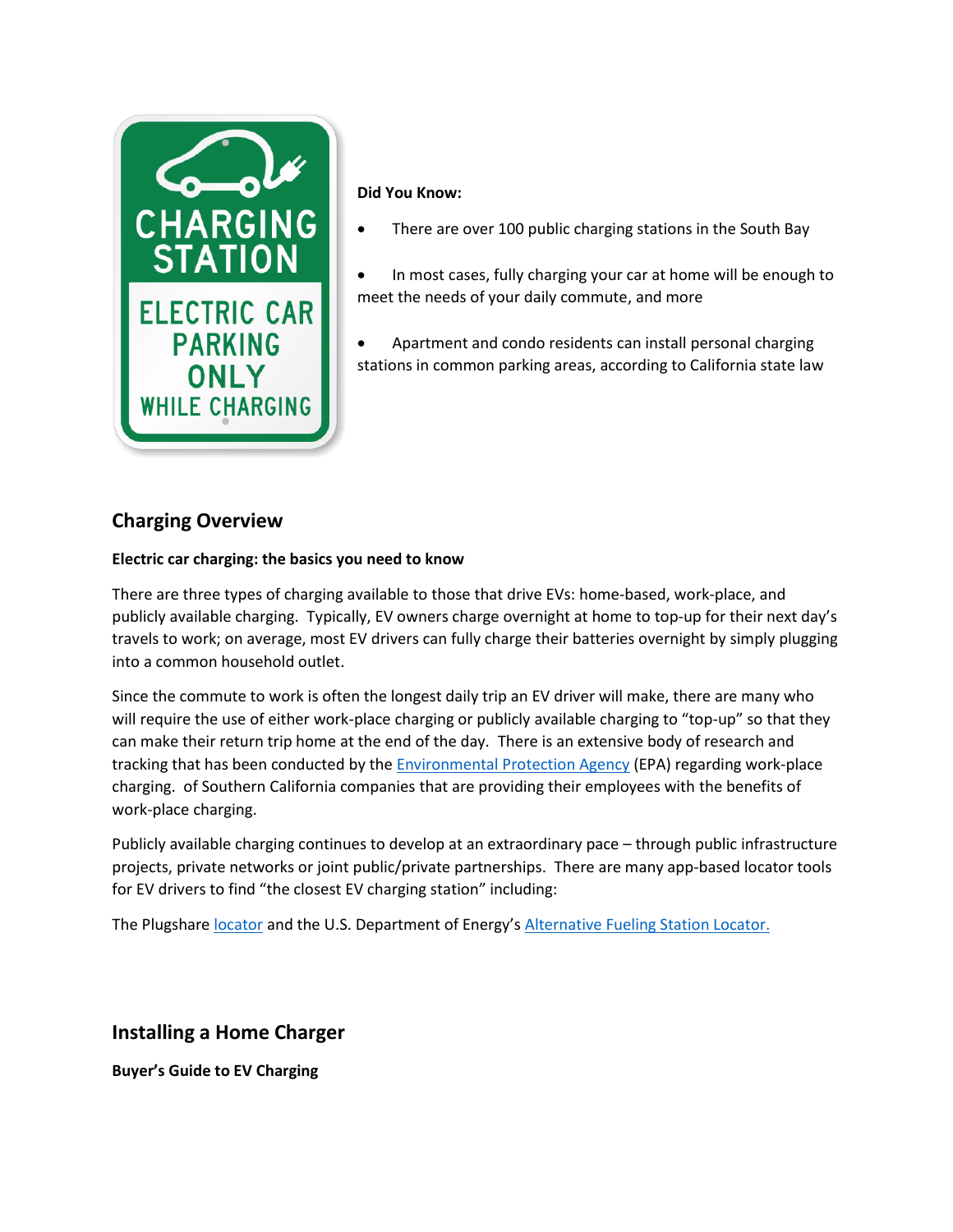**Did You Know:**

- There are over 100 public charging stations in the South Bay
- In most cases, fully charging your car at home will be enough to meet the needs of your daily commute, and more
- Apartment and condo residents can install personal charging stations in common parking areas, according to California state law

## Charging Overview

**Electric car charging: the basics you need to know**

There are three types of charging available to those that drive EVs: home-based, work-place, and publicly available charging. Typically, EV owners charge overnight at home to top-up for their next day's travels to work; on average, most EV drivers can fully charge their batteries overnight by simply plugging into a common household outlet.

Since the commute to work is often the longest daily trip an EV driver will make, there are many who will require the use of either work-place charging or publicly available charging to "top-up" so that they can make their return trip home at the end of the day. There is an extensive body of research and tracking that has been conducted by the Environmental Protection Agency (EPA) regarding work-place charging. of Southern California companies that are providing their employees with the benefits of work-place charging.

Publicly available charging continues to develop at an extraordinary pace – through public infrastructure projects, private networks or joint public/private partnerships. There are many app-based locator tools for EV drivers to find "the closest EV charging station" including:

The Plugshare locator and the U.S. Department of Energy's Alternative Fueling Station Locator.

## Installing a Home Charger

**Buyer's Guide to EV Charging**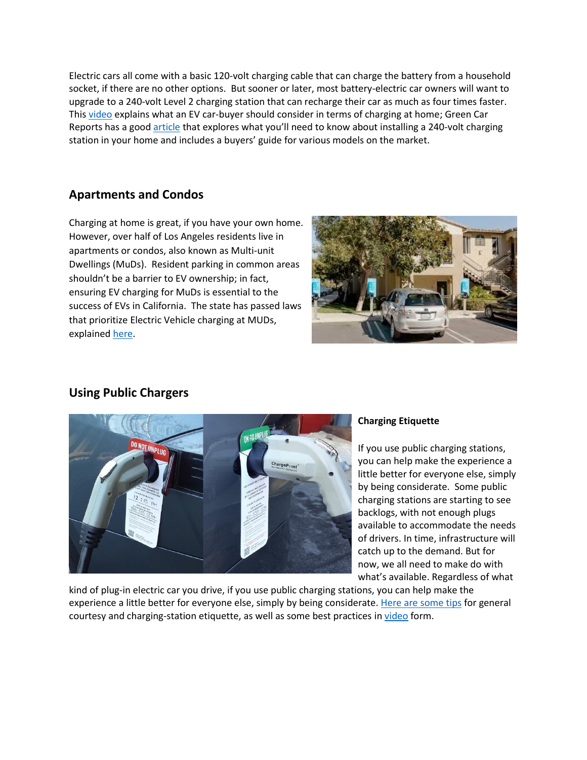Electric cars all come with a basic 120-volt charging cable that can charge the battery from a household socket, if there are no other options. But sooner or later, most battery-electric car owners will want to upgrade to a 240-volt Level 2 charging station that can recharge their car as much as four times faster. This video explains what an EV car-buyer should consider in terms of charging at home; Green Car Reports has a good article that explores what you'll need to know about installing a 240-volt charging station in your home and includes a buyers' guide for various models on the market.

## Apartments and Condos

Charging at home is great, if you have your own home. However, over half of Los Angeles residents live in apartments or condos, also known as Multi-unit Dwellings (MuDs). Resident parking in common areas shouldn't be a barrier to EV ownership; in fact, ensuring EV charging for MuDs is essential to the success of EVs in California. The state has passed laws that prioritize Electric Vehicle charging at MUDs, explained here.

## Using Public Chargers

**Charging Etiquette**

If you use public charging stations, you can help make the experience a little better for everyone else, simply by being considerate. Some public charging stations are starting to see backlogs, with not enough plugs available to accommodate the needs of drivers. In time, infrastructure will catch up to the demand. But for now, we all need to make do with what's available. Regardless of what kind of plug-in electric car you drive, if you use public charging stations, you can help make the experience a little better for everyone else, simply by being considerate. Here are some tips for general courtesy and charging-station etiquette, as well as some best practices in video form.